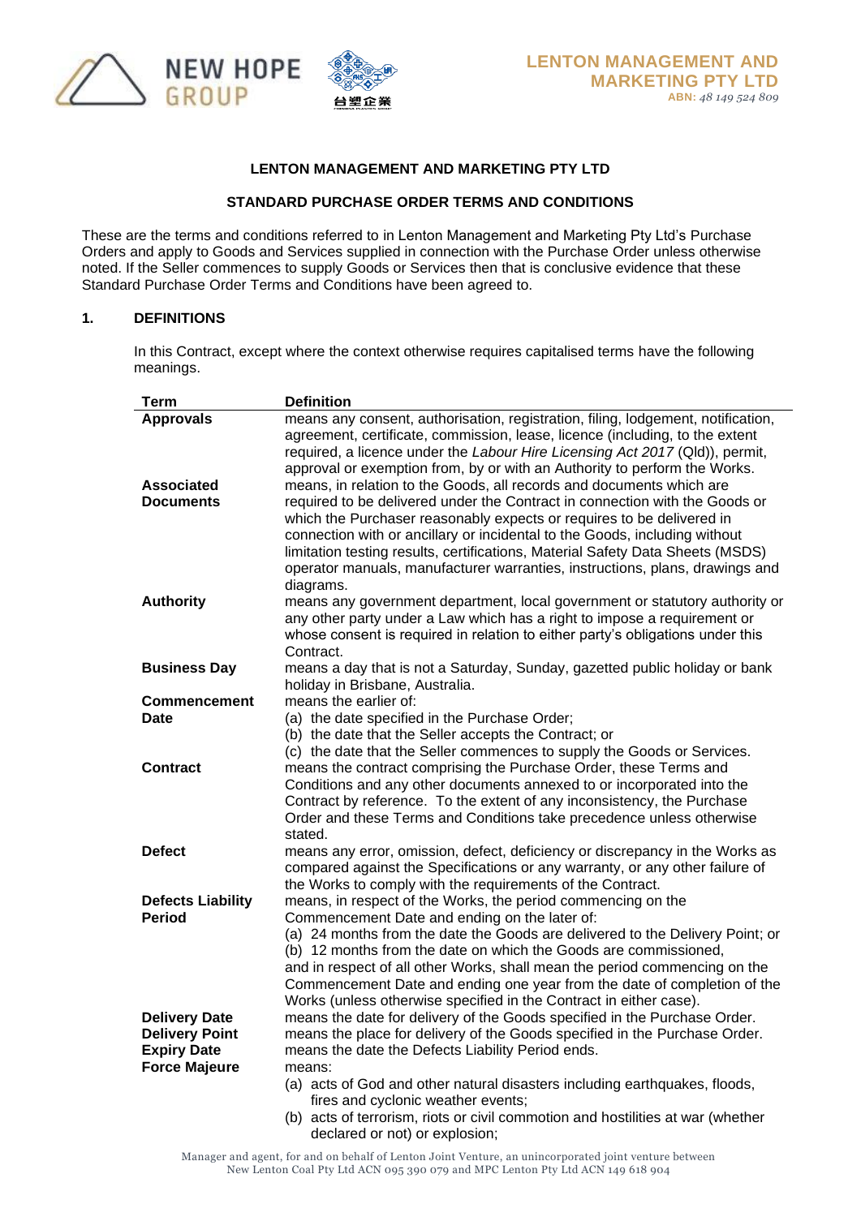LENTON MANAGEMENT AND MARKETING PTY LTD
ABN: *48 149 524 809*

**LENTON MANAGEMENT AND MARKETING PTY LTD**

**STANDARD PURCHASE ORDER TERMS AND CONDITIONS**

These are the terms and conditions referred to in Lenton Management and Marketing Pty Ltd's Purchase Orders and apply to Goods and Services supplied in connection with the Purchase Order unless otherwise noted. If the Seller commences to supply Goods or Services then that is conclusive evidence that these Standard Purchase Order Terms and Conditions have been agreed to.

## 1. DEFINITIONS

In this Contract, except where the context otherwise requires capitalised terms have the following meanings.

| Term | Definition |
|---|---|
| **Approvals** | means any consent, authorisation, registration, filing, lodgement, notification, agreement, certificate, commission, lease, licence (including, to the extent required, a licence under the *Labour Hire Licensing Act 2017* (Qld)), permit, approval or exemption from, by or with an Authority to perform the Works. |
| **Associated Documents** | means, in relation to the Goods, all records and documents which are required to be delivered under the Contract in connection with the Goods or which the Purchaser reasonably expects or requires to be delivered in connection with or ancillary or incidental to the Goods, including without limitation testing results, certifications, Material Safety Data Sheets (MSDS) operator manuals, manufacturer warranties, instructions, plans, drawings and diagrams. |
| **Authority** | means any government department, local government or statutory authority or any other party under a Law which has a right to impose a requirement or whose consent is required in relation to either party's obligations under this Contract. |
| **Business Day** | means a day that is not a Saturday, Sunday, gazetted public holiday or bank holiday in Brisbane, Australia. |
| **Commencement Date** | means the earlier of:<br>(a) the date specified in the Purchase Order;<br>(b) the date that the Seller accepts the Contract; or<br>(c) the date that the Seller commences to supply the Goods or Services. |
| **Contract** | means the contract comprising the Purchase Order, these Terms and Conditions and any other documents annexed to or incorporated into the Contract by reference. To the extent of any inconsistency, the Purchase Order and these Terms and Conditions take precedence unless otherwise stated. |
| **Defect** | means any error, omission, defect, deficiency or discrepancy in the Works as compared against the Specifications or any warranty, or any other failure of the Works to comply with the requirements of the Contract. |
| **Defects Liability Period** | means, in respect of the Works, the period commencing on the Commencement Date and ending on the later of:<br>(a) 24 months from the date the Goods are delivered to the Delivery Point; or<br>(b) 12 months from the date on which the Goods are commissioned,<br>and in respect of all other Works, shall mean the period commencing on the Commencement Date and ending one year from the date of completion of the Works (unless otherwise specified in the Contract in either case). |
| **Delivery Date** | means the date for delivery of the Goods specified in the Purchase Order. |
| **Delivery Point** | means the place for delivery of the Goods specified in the Purchase Order. |
| **Expiry Date** | means the date the Defects Liability Period ends. |
| **Force Majeure** | means:<br>(a) acts of God and other natural disasters including earthquakes, floods, fires and cyclonic weather events;<br>(b) acts of terrorism, riots or civil commotion and hostilities at war (whether declared or not) or explosion; |

Manager and agent, for and on behalf of Lenton Joint Venture, an unincorporated joint venture between New Lenton Coal Pty Ltd ACN 095 390 079 and MPC Lenton Pty Ltd ACN 149 618 904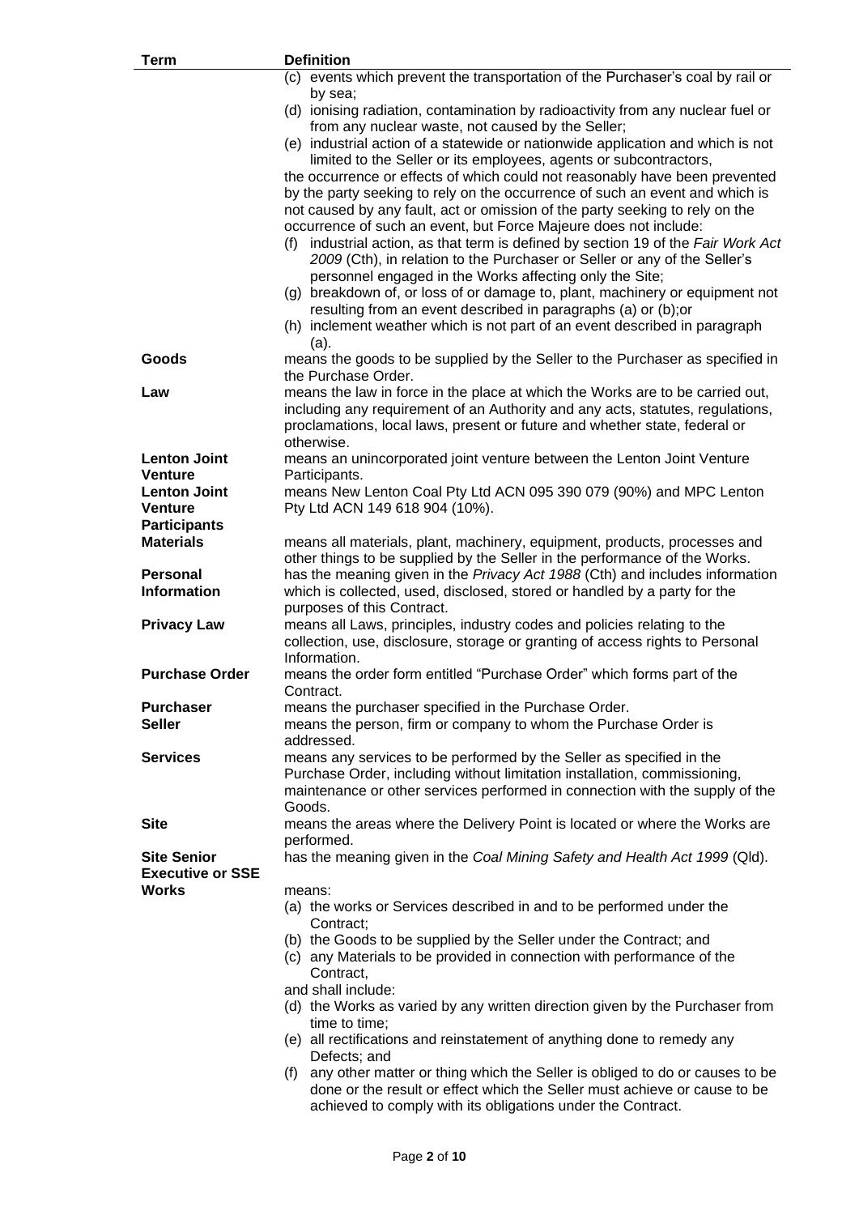| Term | Definition |
|---|---|
| | (c) events which prevent the transportation of the Purchaser's coal by rail or by sea;<br>(d) ionising radiation, contamination by radioactivity from any nuclear fuel or from any nuclear waste, not caused by the Seller;<br>(e) industrial action of a statewide or nationwide application and which is not limited to the Seller or its employees, agents or subcontractors,<br>the occurrence or effects of which could not reasonably have been prevented by the party seeking to rely on the occurrence of such an event and which is not caused by any fault, act or omission of the party seeking to rely on the occurrence of such an event, but Force Majeure does not include:<br>(f) industrial action, as that term is defined by section 19 of the *Fair Work Act 2009* (Cth), in relation to the Purchaser or Seller or any of the Seller's personnel engaged in the Works affecting only the Site;<br>(g) breakdown of, or loss of or damage to, plant, machinery or equipment not resulting from an event described in paragraphs (a) or (b);or<br>(h) inclement weather which is not part of an event described in paragraph (a). |
| **Goods** | means the goods to be supplied by the Seller to the Purchaser as specified in the Purchase Order. |
| **Law** | means the law in force in the place at which the Works are to be carried out, including any requirement of an Authority and any acts, statutes, regulations, proclamations, local laws, present or future and whether state, federal or otherwise. |
| **Lenton Joint Venture** | means an unincorporated joint venture between the Lenton Joint Venture Participants. |
| **Lenton Joint Venture Participants** | means New Lenton Coal Pty Ltd ACN 095 390 079 (90%) and MPC Lenton Pty Ltd ACN 149 618 904 (10%). |
| **Materials** | means all materials, plant, machinery, equipment, products, processes and other things to be supplied by the Seller in the performance of the Works. |
| **Personal Information** | has the meaning given in the *Privacy Act 1988* (Cth) and includes information which is collected, used, disclosed, stored or handled by a party for the purposes of this Contract. |
| **Privacy Law** | means all Laws, principles, industry codes and policies relating to the collection, use, disclosure, storage or granting of access rights to Personal Information. |
| **Purchase Order** | means the order form entitled "Purchase Order" which forms part of the Contract. |
| **Purchaser** | means the purchaser specified in the Purchase Order. |
| **Seller** | means the person, firm or company to whom the Purchase Order is addressed. |
| **Services** | means any services to be performed by the Seller as specified in the Purchase Order, including without limitation installation, commissioning, maintenance or other services performed in connection with the supply of the Goods. |
| **Site** | means the areas where the Delivery Point is located or where the Works are performed. |
| **Site Senior Executive or SSE** | has the meaning given in the *Coal Mining Safety and Health Act 1999* (Qld). |
| **Works** | means:<br>(a) the works or Services described in and to be performed under the Contract;<br>(b) the Goods to be supplied by the Seller under the Contract; and<br>(c) any Materials to be provided in connection with performance of the Contract,<br>and shall include:<br>(d) the Works as varied by any written direction given by the Purchaser from time to time;<br>(e) all rectifications and reinstatement of anything done to remedy any Defects; and<br>(f) any other matter or thing which the Seller is obliged to do or causes to be done or the result or effect which the Seller must achieve or cause to be achieved to comply with its obligations under the Contract. |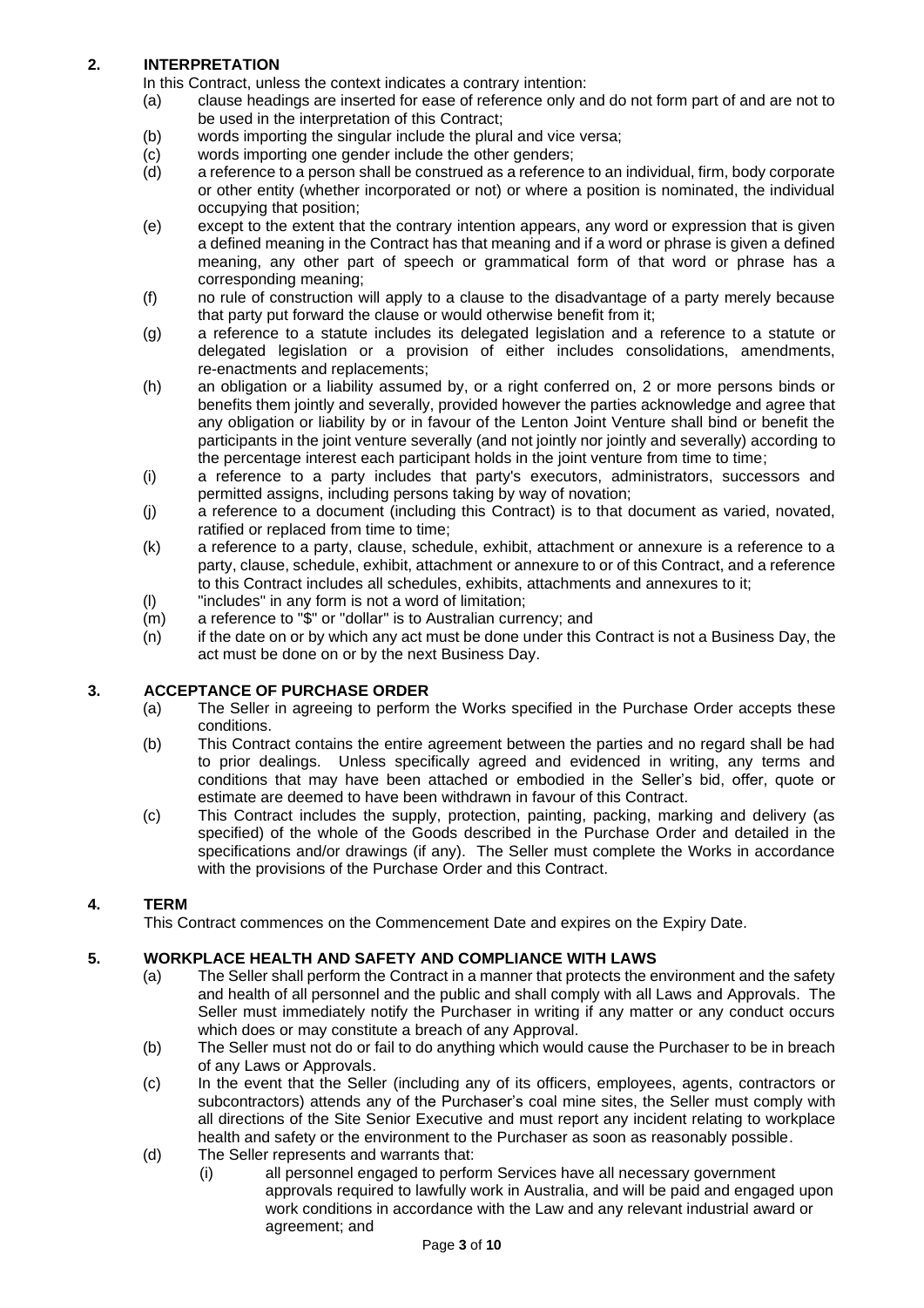## 2. INTERPRETATION

In this Contract, unless the context indicates a contrary intention:

- (a) clause headings are inserted for ease of reference only and do not form part of and are not to be used in the interpretation of this Contract;
- (b) words importing the singular include the plural and vice versa;
- (c) words importing one gender include the other genders;
- (d) a reference to a person shall be construed as a reference to an individual, firm, body corporate or other entity (whether incorporated or not) or where a position is nominated, the individual occupying that position;
- (e) except to the extent that the contrary intention appears, any word or expression that is given a defined meaning in the Contract has that meaning and if a word or phrase is given a defined meaning, any other part of speech or grammatical form of that word or phrase has a corresponding meaning;
- (f) no rule of construction will apply to a clause to the disadvantage of a party merely because that party put forward the clause or would otherwise benefit from it;
- (g) a reference to a statute includes its delegated legislation and a reference to a statute or delegated legislation or a provision of either includes consolidations, amendments, re-enactments and replacements;
- (h) an obligation or a liability assumed by, or a right conferred on, 2 or more persons binds or benefits them jointly and severally, provided however the parties acknowledge and agree that any obligation or liability by or in favour of the Lenton Joint Venture shall bind or benefit the participants in the joint venture severally (and not jointly nor jointly and severally) according to the percentage interest each participant holds in the joint venture from time to time;
- (i) a reference to a party includes that party's executors, administrators, successors and permitted assigns, including persons taking by way of novation;
- (j) a reference to a document (including this Contract) is to that document as varied, novated, ratified or replaced from time to time;
- (k) a reference to a party, clause, schedule, exhibit, attachment or annexure is a reference to a party, clause, schedule, exhibit, attachment or annexure to or of this Contract, and a reference to this Contract includes all schedules, exhibits, attachments and annexures to it;
- (l) "includes" in any form is not a word of limitation;
- (m) a reference to "$" or "dollar" is to Australian currency; and
- (n) if the date on or by which any act must be done under this Contract is not a Business Day, the act must be done on or by the next Business Day.

## 3. ACCEPTANCE OF PURCHASE ORDER

- (a) The Seller in agreeing to perform the Works specified in the Purchase Order accepts these conditions.
- (b) This Contract contains the entire agreement between the parties and no regard shall be had to prior dealings. Unless specifically agreed and evidenced in writing, any terms and conditions that may have been attached or embodied in the Seller's bid, offer, quote or estimate are deemed to have been withdrawn in favour of this Contract.
- (c) This Contract includes the supply, protection, painting, packing, marking and delivery (as specified) of the whole of the Goods described in the Purchase Order and detailed in the specifications and/or drawings (if any). The Seller must complete the Works in accordance with the provisions of the Purchase Order and this Contract.

## 4. TERM

This Contract commences on the Commencement Date and expires on the Expiry Date.

## 5. WORKPLACE HEALTH AND SAFETY AND COMPLIANCE WITH LAWS

- (a) The Seller shall perform the Contract in a manner that protects the environment and the safety and health of all personnel and the public and shall comply with all Laws and Approvals. The Seller must immediately notify the Purchaser in writing if any matter or any conduct occurs which does or may constitute a breach of any Approval.
- (b) The Seller must not do or fail to do anything which would cause the Purchaser to be in breach of any Laws or Approvals.
- (c) In the event that the Seller (including any of its officers, employees, agents, contractors or subcontractors) attends any of the Purchaser's coal mine sites, the Seller must comply with all directions of the Site Senior Executive and must report any incident relating to workplace health and safety or the environment to the Purchaser as soon as reasonably possible.
- (d) The Seller represents and warrants that:
  - (i) all personnel engaged to perform Services have all necessary government approvals required to lawfully work in Australia, and will be paid and engaged upon work conditions in accordance with the Law and any relevant industrial award or agreement; and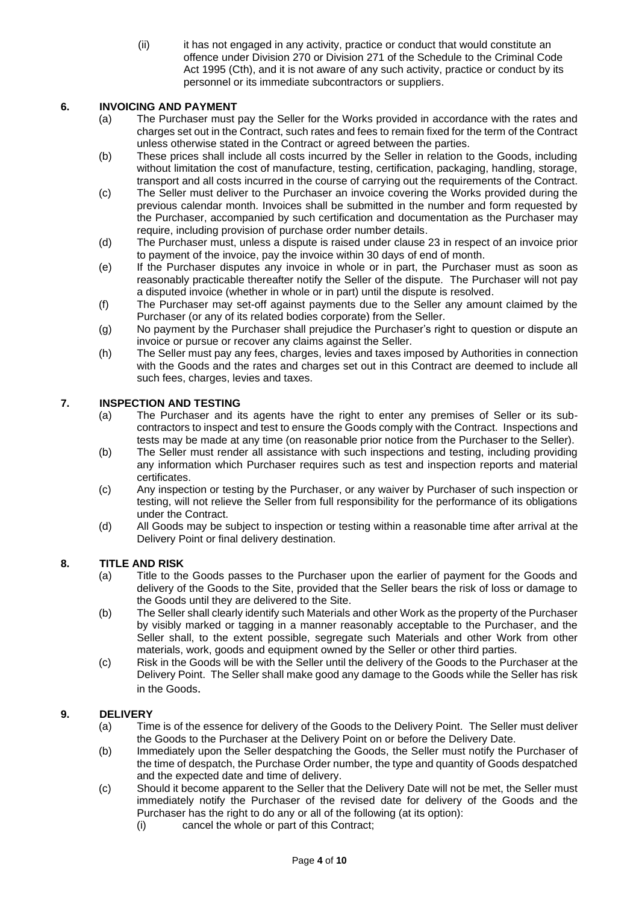(ii) it has not engaged in any activity, practice or conduct that would constitute an offence under Division 270 or Division 271 of the Schedule to the Criminal Code Act 1995 (Cth), and it is not aware of any such activity, practice or conduct by its personnel or its immediate subcontractors or suppliers.

## 6. INVOICING AND PAYMENT

(a) The Purchaser must pay the Seller for the Works provided in accordance with the rates and charges set out in the Contract, such rates and fees to remain fixed for the term of the Contract unless otherwise stated in the Contract or agreed between the parties.

(b) These prices shall include all costs incurred by the Seller in relation to the Goods, including without limitation the cost of manufacture, testing, certification, packaging, handling, storage, transport and all costs incurred in the course of carrying out the requirements of the Contract.

(c) The Seller must deliver to the Purchaser an invoice covering the Works provided during the previous calendar month. Invoices shall be submitted in the number and form requested by the Purchaser, accompanied by such certification and documentation as the Purchaser may require, including provision of purchase order number details.

(d) The Purchaser must, unless a dispute is raised under clause 23 in respect of an invoice prior to payment of the invoice, pay the invoice within 30 days of end of month.

(e) If the Purchaser disputes any invoice in whole or in part, the Purchaser must as soon as reasonably practicable thereafter notify the Seller of the dispute. The Purchaser will not pay a disputed invoice (whether in whole or in part) until the dispute is resolved.

(f) The Purchaser may set-off against payments due to the Seller any amount claimed by the Purchaser (or any of its related bodies corporate) from the Seller.

(g) No payment by the Purchaser shall prejudice the Purchaser's right to question or dispute an invoice or pursue or recover any claims against the Seller.

(h) The Seller must pay any fees, charges, levies and taxes imposed by Authorities in connection with the Goods and the rates and charges set out in this Contract are deemed to include all such fees, charges, levies and taxes.

## 7. INSPECTION AND TESTING

(a) The Purchaser and its agents have the right to enter any premises of Seller or its sub-contractors to inspect and test to ensure the Goods comply with the Contract. Inspections and tests may be made at any time (on reasonable prior notice from the Purchaser to the Seller).

(b) The Seller must render all assistance with such inspections and testing, including providing any information which Purchaser requires such as test and inspection reports and material certificates.

(c) Any inspection or testing by the Purchaser, or any waiver by Purchaser of such inspection or testing, will not relieve the Seller from full responsibility for the performance of its obligations under the Contract.

(d) All Goods may be subject to inspection or testing within a reasonable time after arrival at the Delivery Point or final delivery destination.

## 8. TITLE AND RISK

(a) Title to the Goods passes to the Purchaser upon the earlier of payment for the Goods and delivery of the Goods to the Site, provided that the Seller bears the risk of loss or damage to the Goods until they are delivered to the Site.

(b) The Seller shall clearly identify such Materials and other Work as the property of the Purchaser by visibly marked or tagging in a manner reasonably acceptable to the Purchaser, and the Seller shall, to the extent possible, segregate such Materials and other Work from other materials, work, goods and equipment owned by the Seller or other third parties.

(c) Risk in the Goods will be with the Seller until the delivery of the Goods to the Purchaser at the Delivery Point. The Seller shall make good any damage to the Goods while the Seller has risk in the Goods.

## 9. DELIVERY

(a) Time is of the essence for delivery of the Goods to the Delivery Point. The Seller must deliver the Goods to the Purchaser at the Delivery Point on or before the Delivery Date.

(b) Immediately upon the Seller despatching the Goods, the Seller must notify the Purchaser of the time of despatch, the Purchase Order number, the type and quantity of Goods despatched and the expected date and time of delivery.

(c) Should it become apparent to the Seller that the Delivery Date will not be met, the Seller must immediately notify the Purchaser of the revised date for delivery of the Goods and the Purchaser has the right to do any or all of the following (at its option):

(i) cancel the whole or part of this Contract;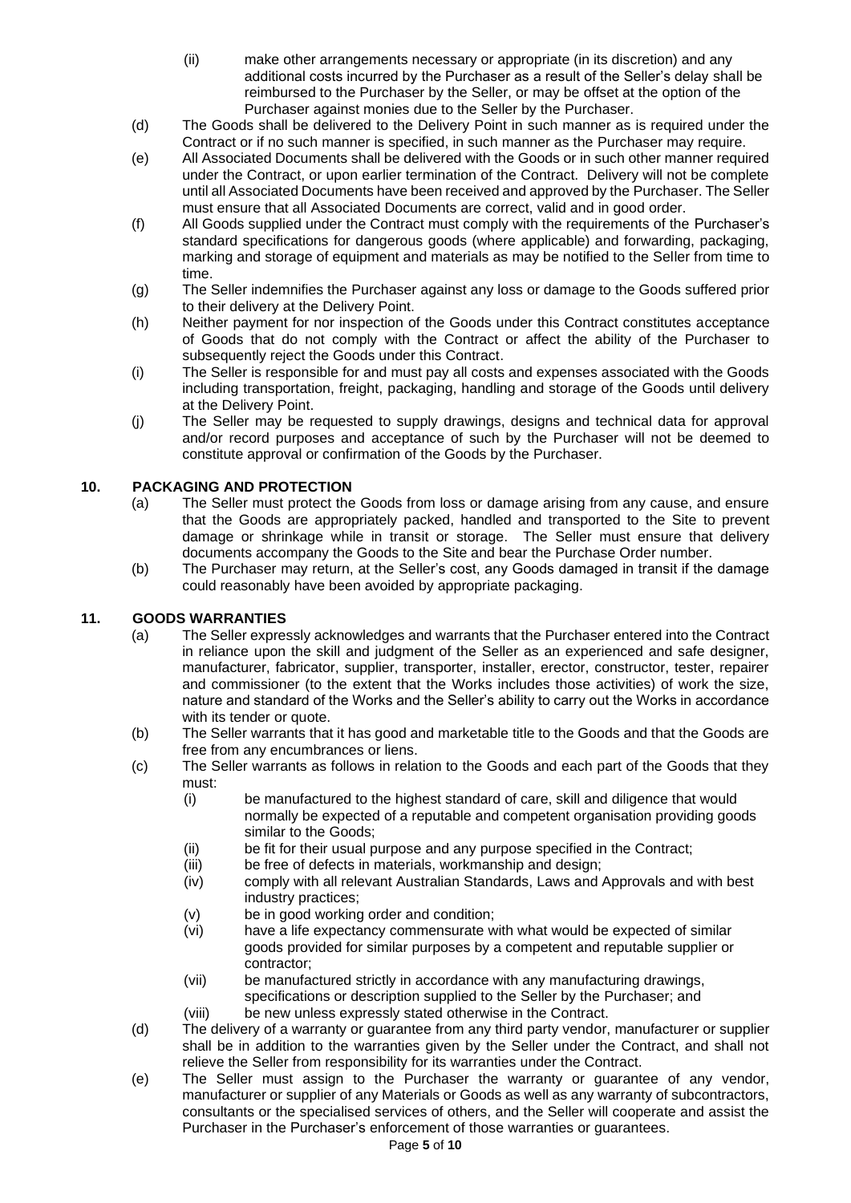(ii) make other arrangements necessary or appropriate (in its discretion) and any additional costs incurred by the Purchaser as a result of the Seller's delay shall be reimbursed to the Purchaser by the Seller, or may be offset at the option of the Purchaser against monies due to the Seller by the Purchaser.

(d) The Goods shall be delivered to the Delivery Point in such manner as is required under the Contract or if no such manner is specified, in such manner as the Purchaser may require.

(e) All Associated Documents shall be delivered with the Goods or in such other manner required under the Contract, or upon earlier termination of the Contract. Delivery will not be complete until all Associated Documents have been received and approved by the Purchaser. The Seller must ensure that all Associated Documents are correct, valid and in good order.

(f) All Goods supplied under the Contract must comply with the requirements of the Purchaser's standard specifications for dangerous goods (where applicable) and forwarding, packaging, marking and storage of equipment and materials as may be notified to the Seller from time to time.

(g) The Seller indemnifies the Purchaser against any loss or damage to the Goods suffered prior to their delivery at the Delivery Point.

(h) Neither payment for nor inspection of the Goods under this Contract constitutes acceptance of Goods that do not comply with the Contract or affect the ability of the Purchaser to subsequently reject the Goods under this Contract.

(i) The Seller is responsible for and must pay all costs and expenses associated with the Goods including transportation, freight, packaging, handling and storage of the Goods until delivery at the Delivery Point.

(j) The Seller may be requested to supply drawings, designs and technical data for approval and/or record purposes and acceptance of such by the Purchaser will not be deemed to constitute approval or confirmation of the Goods by the Purchaser.

## 10. PACKAGING AND PROTECTION

(a) The Seller must protect the Goods from loss or damage arising from any cause, and ensure that the Goods are appropriately packed, handled and transported to the Site to prevent damage or shrinkage while in transit or storage. The Seller must ensure that delivery documents accompany the Goods to the Site and bear the Purchase Order number.

(b) The Purchaser may return, at the Seller's cost, any Goods damaged in transit if the damage could reasonably have been avoided by appropriate packaging.

## 11. GOODS WARRANTIES

(a) The Seller expressly acknowledges and warrants that the Purchaser entered into the Contract in reliance upon the skill and judgment of the Seller as an experienced and safe designer, manufacturer, fabricator, supplier, transporter, installer, erector, constructor, tester, repairer and commissioner (to the extent that the Works includes those activities) of work the size, nature and standard of the Works and the Seller's ability to carry out the Works in accordance with its tender or quote.

(b) The Seller warrants that it has good and marketable title to the Goods and that the Goods are free from any encumbrances or liens.

(c) The Seller warrants as follows in relation to the Goods and each part of the Goods that they must:

(i) be manufactured to the highest standard of care, skill and diligence that would normally be expected of a reputable and competent organisation providing goods similar to the Goods;

(ii) be fit for their usual purpose and any purpose specified in the Contract;

(iii) be free of defects in materials, workmanship and design;

(iv) comply with all relevant Australian Standards, Laws and Approvals and with best industry practices;

(v) be in good working order and condition;

(vi) have a life expectancy commensurate with what would be expected of similar goods provided for similar purposes by a competent and reputable supplier or contractor;

(vii) be manufactured strictly in accordance with any manufacturing drawings, specifications or description supplied to the Seller by the Purchaser; and

(viii) be new unless expressly stated otherwise in the Contract.

(d) The delivery of a warranty or guarantee from any third party vendor, manufacturer or supplier shall be in addition to the warranties given by the Seller under the Contract, and shall not relieve the Seller from responsibility for its warranties under the Contract.

(e) The Seller must assign to the Purchaser the warranty or guarantee of any vendor, manufacturer or supplier of any Materials or Goods as well as any warranty of subcontractors, consultants or the specialised services of others, and the Seller will cooperate and assist the Purchaser in the Purchaser's enforcement of those warranties or guarantees.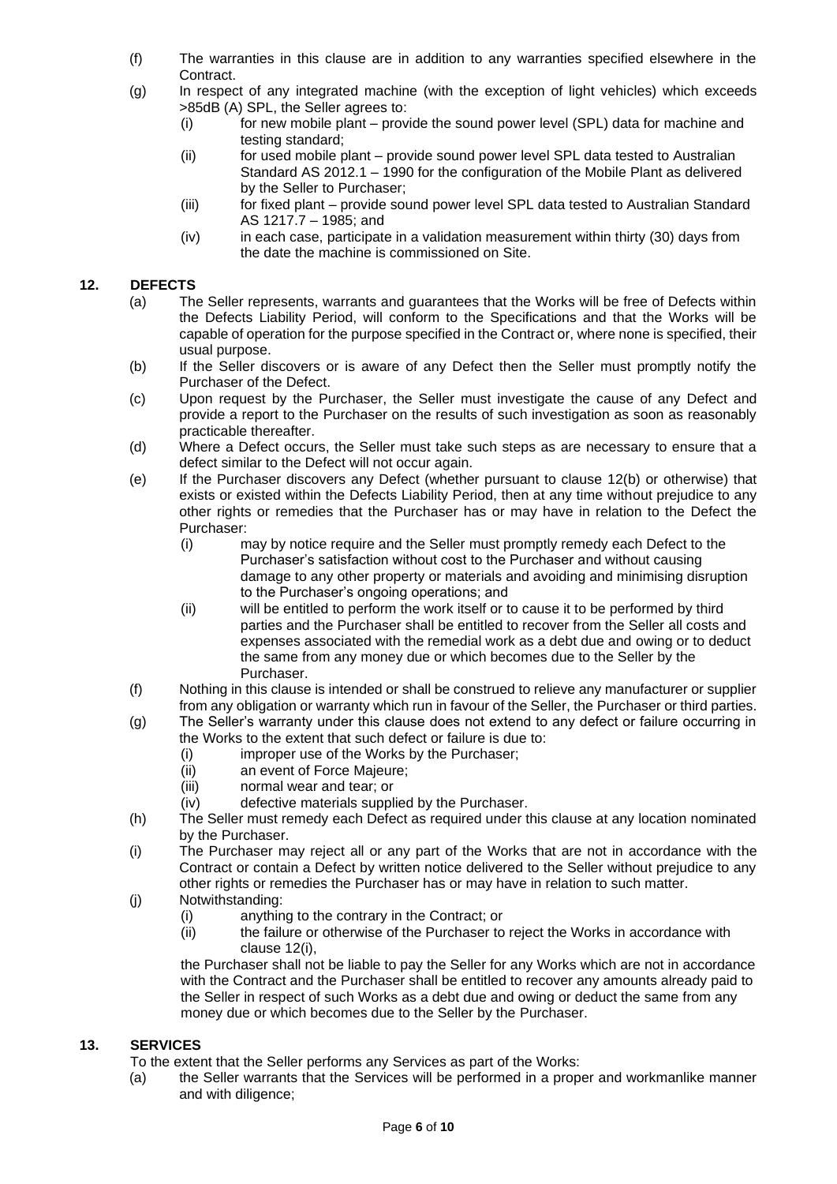(f) The warranties in this clause are in addition to any warranties specified elsewhere in the Contract.

(g) In respect of any integrated machine (with the exception of light vehicles) which exceeds >85dB (A) SPL, the Seller agrees to:

   (i) for new mobile plant – provide the sound power level (SPL) data for machine and testing standard;

   (ii) for used mobile plant – provide sound power level SPL data tested to Australian Standard AS 2012.1 – 1990 for the configuration of the Mobile Plant as delivered by the Seller to Purchaser;

   (iii) for fixed plant – provide sound power level SPL data tested to Australian Standard AS 1217.7 – 1985; and

   (iv) in each case, participate in a validation measurement within thirty (30) days from the date the machine is commissioned on Site.

## 12. DEFECTS

(a) The Seller represents, warrants and guarantees that the Works will be free of Defects within the Defects Liability Period, will conform to the Specifications and that the Works will be capable of operation for the purpose specified in the Contract or, where none is specified, their usual purpose.

(b) If the Seller discovers or is aware of any Defect then the Seller must promptly notify the Purchaser of the Defect.

(c) Upon request by the Purchaser, the Seller must investigate the cause of any Defect and provide a report to the Purchaser on the results of such investigation as soon as reasonably practicable thereafter.

(d) Where a Defect occurs, the Seller must take such steps as are necessary to ensure that a defect similar to the Defect will not occur again.

(e) If the Purchaser discovers any Defect (whether pursuant to clause 12(b) or otherwise) that exists or existed within the Defects Liability Period, then at any time without prejudice to any other rights or remedies that the Purchaser has or may have in relation to the Defect the Purchaser:

   (i) may by notice require and the Seller must promptly remedy each Defect to the Purchaser's satisfaction without cost to the Purchaser and without causing damage to any other property or materials and avoiding and minimising disruption to the Purchaser's ongoing operations; and

   (ii) will be entitled to perform the work itself or to cause it to be performed by third parties and the Purchaser shall be entitled to recover from the Seller all costs and expenses associated with the remedial work as a debt due and owing or to deduct the same from any money due or which becomes due to the Seller by the Purchaser.

(f) Nothing in this clause is intended or shall be construed to relieve any manufacturer or supplier from any obligation or warranty which run in favour of the Seller, the Purchaser or third parties.

(g) The Seller's warranty under this clause does not extend to any defect or failure occurring in the Works to the extent that such defect or failure is due to:

   (i) improper use of the Works by the Purchaser;

   (ii) an event of Force Majeure;

   (iii) normal wear and tear; or

   (iv) defective materials supplied by the Purchaser.

(h) The Seller must remedy each Defect as required under this clause at any location nominated by the Purchaser.

(i) The Purchaser may reject all or any part of the Works that are not in accordance with the Contract or contain a Defect by written notice delivered to the Seller without prejudice to any other rights or remedies the Purchaser has or may have in relation to such matter.

(j) Notwithstanding:

   (i) anything to the contrary in the Contract; or

   (ii) the failure or otherwise of the Purchaser to reject the Works in accordance with clause 12(i),

   the Purchaser shall not be liable to pay the Seller for any Works which are not in accordance with the Contract and the Purchaser shall be entitled to recover any amounts already paid to the Seller in respect of such Works as a debt due and owing or deduct the same from any money due or which becomes due to the Seller by the Purchaser.

## 13. SERVICES

To the extent that the Seller performs any Services as part of the Works:

(a) the Seller warrants that the Services will be performed in a proper and workmanlike manner and with diligence;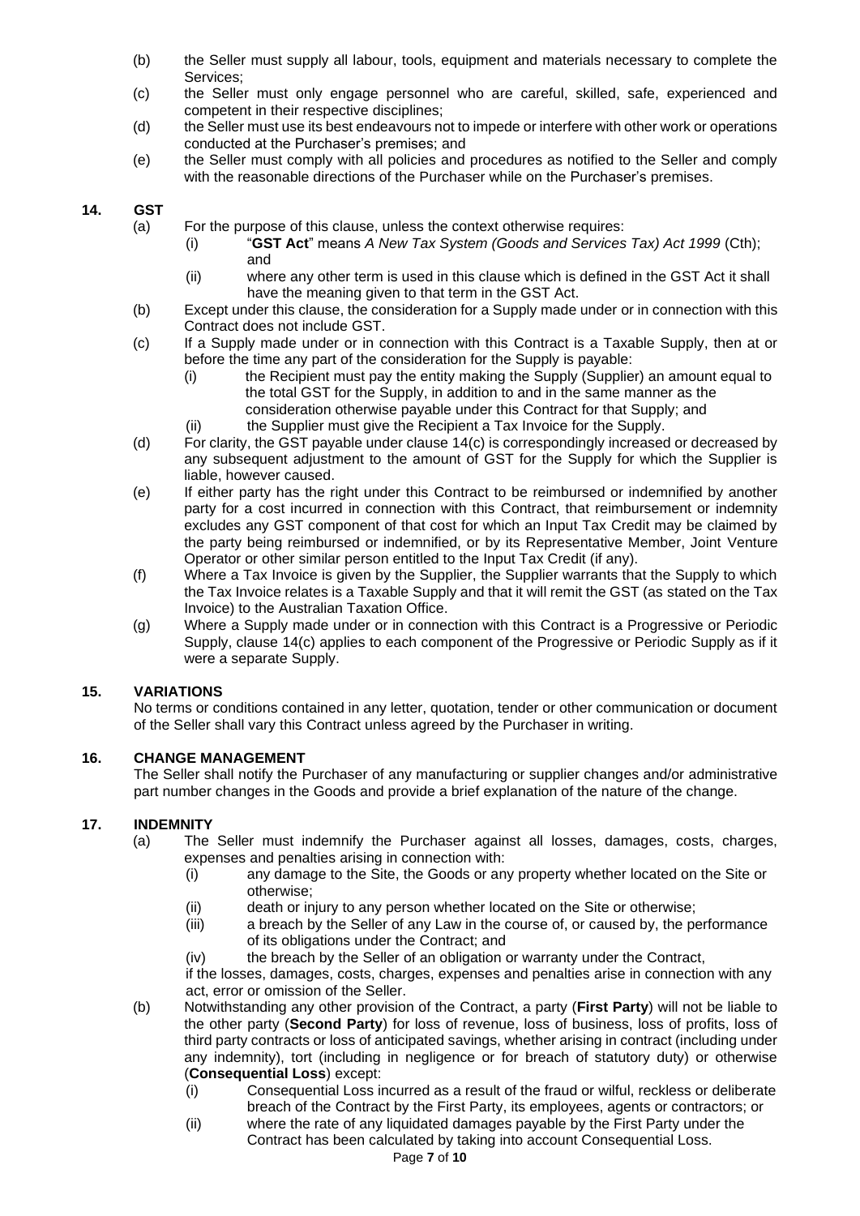(b) the Seller must supply all labour, tools, equipment and materials necessary to complete the Services;

(c) the Seller must only engage personnel who are careful, skilled, safe, experienced and competent in their respective disciplines;

(d) the Seller must use its best endeavours not to impede or interfere with other work or operations conducted at the Purchaser's premises; and

(e) the Seller must comply with all policies and procedures as notified to the Seller and comply with the reasonable directions of the Purchaser while on the Purchaser's premises.

## 14. GST

(a) For the purpose of this clause, unless the context otherwise requires:

  (i) "**GST Act**" means *A New Tax System (Goods and Services Tax) Act 1999* (Cth); and

  (ii) where any other term is used in this clause which is defined in the GST Act it shall have the meaning given to that term in the GST Act.

(b) Except under this clause, the consideration for a Supply made under or in connection with this Contract does not include GST.

(c) If a Supply made under or in connection with this Contract is a Taxable Supply, then at or before the time any part of the consideration for the Supply is payable:

  (i) the Recipient must pay the entity making the Supply (Supplier) an amount equal to the total GST for the Supply, in addition to and in the same manner as the consideration otherwise payable under this Contract for that Supply; and

  (ii) the Supplier must give the Recipient a Tax Invoice for the Supply.

(d) For clarity, the GST payable under clause 14(c) is correspondingly increased or decreased by any subsequent adjustment to the amount of GST for the Supply for which the Supplier is liable, however caused.

(e) If either party has the right under this Contract to be reimbursed or indemnified by another party for a cost incurred in connection with this Contract, that reimbursement or indemnity excludes any GST component of that cost for which an Input Tax Credit may be claimed by the party being reimbursed or indemnified, or by its Representative Member, Joint Venture Operator or other similar person entitled to the Input Tax Credit (if any).

(f) Where a Tax Invoice is given by the Supplier, the Supplier warrants that the Supply to which the Tax Invoice relates is a Taxable Supply and that it will remit the GST (as stated on the Tax Invoice) to the Australian Taxation Office.

(g) Where a Supply made under or in connection with this Contract is a Progressive or Periodic Supply, clause 14(c) applies to each component of the Progressive or Periodic Supply as if it were a separate Supply.

## 15. VARIATIONS

No terms or conditions contained in any letter, quotation, tender or other communication or document of the Seller shall vary this Contract unless agreed by the Purchaser in writing.

## 16. CHANGE MANAGEMENT

The Seller shall notify the Purchaser of any manufacturing or supplier changes and/or administrative part number changes in the Goods and provide a brief explanation of the nature of the change.

## 17. INDEMNITY

(a) The Seller must indemnify the Purchaser against all losses, damages, costs, charges, expenses and penalties arising in connection with:

  (i) any damage to the Site, the Goods or any property whether located on the Site or otherwise;

  (ii) death or injury to any person whether located on the Site or otherwise;

  (iii) a breach by the Seller of any Law in the course of, or caused by, the performance of its obligations under the Contract; and

  (iv) the breach by the Seller of an obligation or warranty under the Contract,

  if the losses, damages, costs, charges, expenses and penalties arise in connection with any act, error or omission of the Seller.

(b) Notwithstanding any other provision of the Contract, a party (**First Party**) will not be liable to the other party (**Second Party**) for loss of revenue, loss of business, loss of profits, loss of third party contracts or loss of anticipated savings, whether arising in contract (including under any indemnity), tort (including in negligence or for breach of statutory duty) or otherwise (**Consequential Loss**) except:

  (i) Consequential Loss incurred as a result of the fraud or wilful, reckless or deliberate breach of the Contract by the First Party, its employees, agents or contractors; or

  (ii) where the rate of any liquidated damages payable by the First Party under the Contract has been calculated by taking into account Consequential Loss.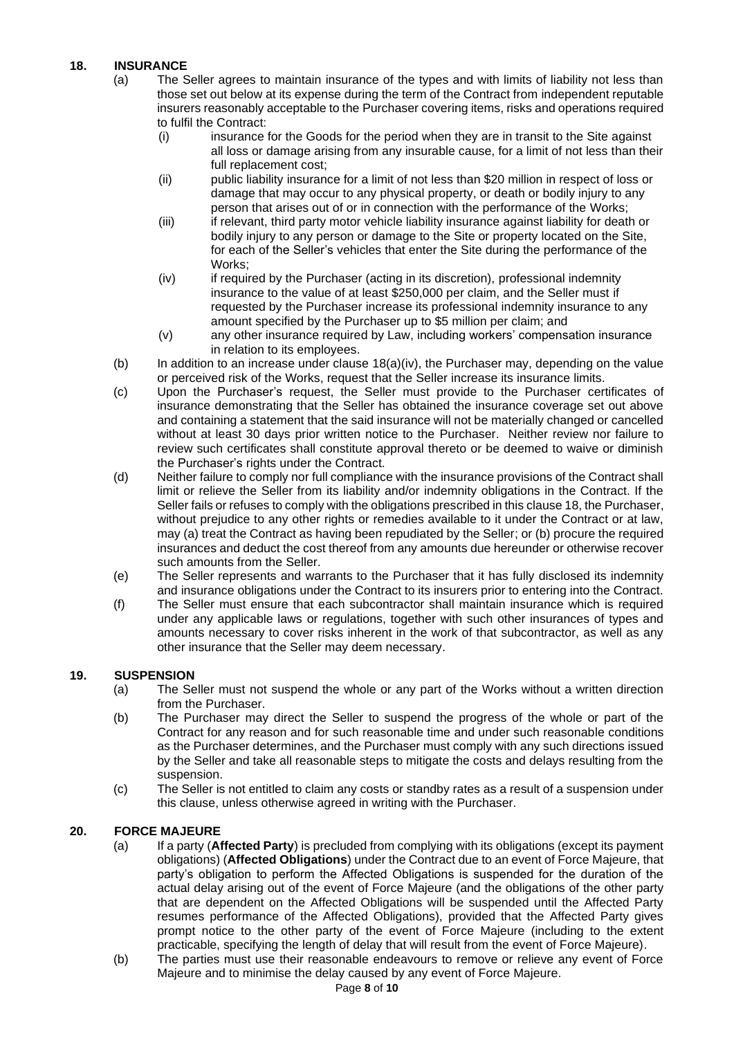## 18. INSURANCE

(a) The Seller agrees to maintain insurance of the types and with limits of liability not less than those set out below at its expense during the term of the Contract from independent reputable insurers reasonably acceptable to the Purchaser covering items, risks and operations required to fulfil the Contract:

   (i) insurance for the Goods for the period when they are in transit to the Site against all loss or damage arising from any insurable cause, for a limit of not less than their full replacement cost;

   (ii) public liability insurance for a limit of not less than $20 million in respect of loss or damage that may occur to any physical property, or death or bodily injury to any person that arises out of or in connection with the performance of the Works;

   (iii) if relevant, third party motor vehicle liability insurance against liability for death or bodily injury to any person or damage to the Site or property located on the Site, for each of the Seller's vehicles that enter the Site during the performance of the Works;

   (iv) if required by the Purchaser (acting in its discretion), professional indemnity insurance to the value of at least $250,000 per claim, and the Seller must if requested by the Purchaser increase its professional indemnity insurance to any amount specified by the Purchaser up to $5 million per claim; and

   (v) any other insurance required by Law, including workers' compensation insurance in relation to its employees.

(b) In addition to an increase under clause 18(a)(iv), the Purchaser may, depending on the value or perceived risk of the Works, request that the Seller increase its insurance limits.

(c) Upon the Purchaser's request, the Seller must provide to the Purchaser certificates of insurance demonstrating that the Seller has obtained the insurance coverage set out above and containing a statement that the said insurance will not be materially changed or cancelled without at least 30 days prior written notice to the Purchaser. Neither review nor failure to review such certificates shall constitute approval thereto or be deemed to waive or diminish the Purchaser's rights under the Contract.

(d) Neither failure to comply nor full compliance with the insurance provisions of the Contract shall limit or relieve the Seller from its liability and/or indemnity obligations in the Contract. If the Seller fails or refuses to comply with the obligations prescribed in this clause 18, the Purchaser, without prejudice to any other rights or remedies available to it under the Contract or at law, may (a) treat the Contract as having been repudiated by the Seller; or (b) procure the required insurances and deduct the cost thereof from any amounts due hereunder or otherwise recover such amounts from the Seller.

(e) The Seller represents and warrants to the Purchaser that it has fully disclosed its indemnity and insurance obligations under the Contract to its insurers prior to entering into the Contract.

(f) The Seller must ensure that each subcontractor shall maintain insurance which is required under any applicable laws or regulations, together with such other insurances of types and amounts necessary to cover risks inherent in the work of that subcontractor, as well as any other insurance that the Seller may deem necessary.

## 19. SUSPENSION

(a) The Seller must not suspend the whole or any part of the Works without a written direction from the Purchaser.

(b) The Purchaser may direct the Seller to suspend the progress of the whole or part of the Contract for any reason and for such reasonable time and under such reasonable conditions as the Purchaser determines, and the Purchaser must comply with any such directions issued by the Seller and take all reasonable steps to mitigate the costs and delays resulting from the suspension.

(c) The Seller is not entitled to claim any costs or standby rates as a result of a suspension under this clause, unless otherwise agreed in writing with the Purchaser.

## 20. FORCE MAJEURE

(a) If a party (**Affected Party**) is precluded from complying with its obligations (except its payment obligations) (**Affected Obligations**) under the Contract due to an event of Force Majeure, that party's obligation to perform the Affected Obligations is suspended for the duration of the actual delay arising out of the event of Force Majeure (and the obligations of the other party that are dependent on the Affected Obligations will be suspended until the Affected Party resumes performance of the Affected Obligations), provided that the Affected Party gives prompt notice to the other party of the event of Force Majeure (including to the extent practicable, specifying the length of delay that will result from the event of Force Majeure).

(b) The parties must use their reasonable endeavours to remove or relieve any event of Force Majeure and to minimise the delay caused by any event of Force Majeure.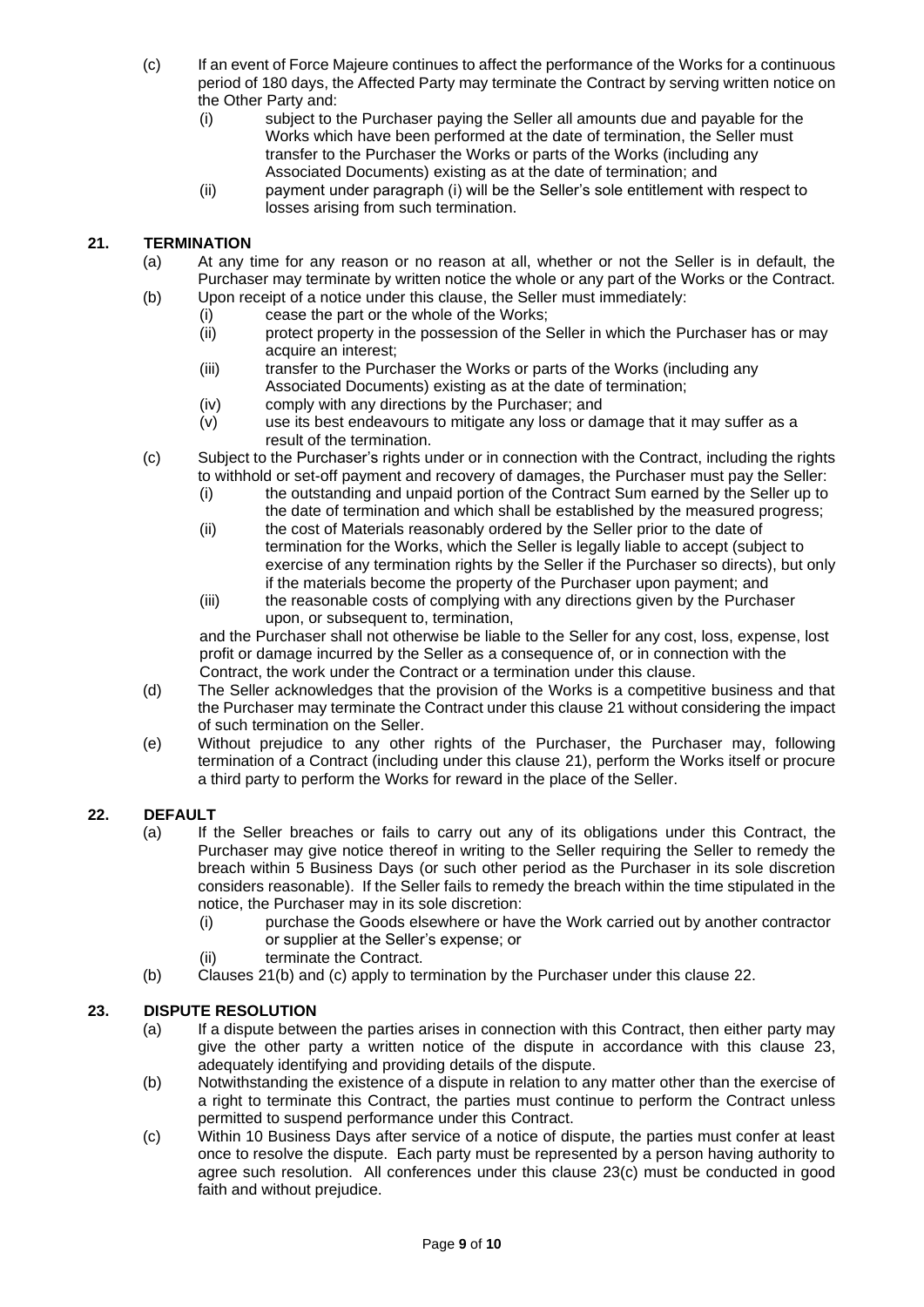(c) If an event of Force Majeure continues to affect the performance of the Works for a continuous period of 180 days, the Affected Party may terminate the Contract by serving written notice on the Other Party and:

   (i) subject to the Purchaser paying the Seller all amounts due and payable for the Works which have been performed at the date of termination, the Seller must transfer to the Purchaser the Works or parts of the Works (including any Associated Documents) existing as at the date of termination; and

   (ii) payment under paragraph (i) will be the Seller's sole entitlement with respect to losses arising from such termination.

## 21. TERMINATION

(a) At any time for any reason or no reason at all, whether or not the Seller is in default, the Purchaser may terminate by written notice the whole or any part of the Works or the Contract.

(b) Upon receipt of a notice under this clause, the Seller must immediately:

   (i) cease the part or the whole of the Works;

   (ii) protect property in the possession of the Seller in which the Purchaser has or may acquire an interest;

   (iii) transfer to the Purchaser the Works or parts of the Works (including any Associated Documents) existing as at the date of termination;

   (iv) comply with any directions by the Purchaser; and

   (v) use its best endeavours to mitigate any loss or damage that it may suffer as a result of the termination.

(c) Subject to the Purchaser's rights under or in connection with the Contract, including the rights to withhold or set-off payment and recovery of damages, the Purchaser must pay the Seller:

   (i) the outstanding and unpaid portion of the Contract Sum earned by the Seller up to the date of termination and which shall be established by the measured progress;

   (ii) the cost of Materials reasonably ordered by the Seller prior to the date of termination for the Works, which the Seller is legally liable to accept (subject to exercise of any termination rights by the Seller if the Purchaser so directs), but only if the materials become the property of the Purchaser upon payment; and

   (iii) the reasonable costs of complying with any directions given by the Purchaser upon, or subsequent to, termination,

   and the Purchaser shall not otherwise be liable to the Seller for any cost, loss, expense, lost profit or damage incurred by the Seller as a consequence of, or in connection with the Contract, the work under the Contract or a termination under this clause.

(d) The Seller acknowledges that the provision of the Works is a competitive business and that the Purchaser may terminate the Contract under this clause 21 without considering the impact of such termination on the Seller.

(e) Without prejudice to any other rights of the Purchaser, the Purchaser may, following termination of a Contract (including under this clause 21), perform the Works itself or procure a third party to perform the Works for reward in the place of the Seller.

## 22. DEFAULT

(a) If the Seller breaches or fails to carry out any of its obligations under this Contract, the Purchaser may give notice thereof in writing to the Seller requiring the Seller to remedy the breach within 5 Business Days (or such other period as the Purchaser in its sole discretion considers reasonable). If the Seller fails to remedy the breach within the time stipulated in the notice, the Purchaser may in its sole discretion:

   (i) purchase the Goods elsewhere or have the Work carried out by another contractor or supplier at the Seller's expense; or

   (ii) terminate the Contract.

(b) Clauses 21(b) and (c) apply to termination by the Purchaser under this clause 22.

## 23. DISPUTE RESOLUTION

(a) If a dispute between the parties arises in connection with this Contract, then either party may give the other party a written notice of the dispute in accordance with this clause 23, adequately identifying and providing details of the dispute.

(b) Notwithstanding the existence of a dispute in relation to any matter other than the exercise of a right to terminate this Contract, the parties must continue to perform the Contract unless permitted to suspend performance under this Contract.

(c) Within 10 Business Days after service of a notice of dispute, the parties must confer at least once to resolve the dispute. Each party must be represented by a person having authority to agree such resolution. All conferences under this clause 23(c) must be conducted in good faith and without prejudice.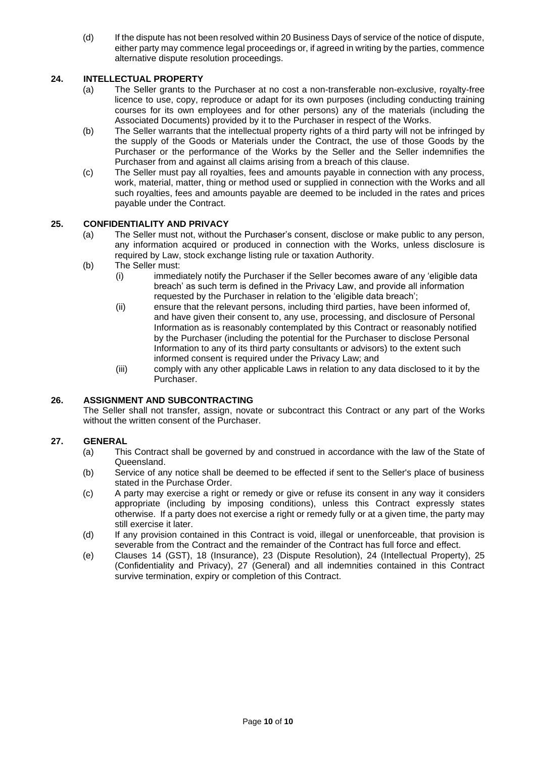(d) If the dispute has not been resolved within 20 Business Days of service of the notice of dispute, either party may commence legal proceedings or, if agreed in writing by the parties, commence alternative dispute resolution proceedings.

## 24. INTELLECTUAL PROPERTY

(a) The Seller grants to the Purchaser at no cost a non-transferable non-exclusive, royalty-free licence to use, copy, reproduce or adapt for its own purposes (including conducting training courses for its own employees and for other persons) any of the materials (including the Associated Documents) provided by it to the Purchaser in respect of the Works.

(b) The Seller warrants that the intellectual property rights of a third party will not be infringed by the supply of the Goods or Materials under the Contract, the use of those Goods by the Purchaser or the performance of the Works by the Seller and the Seller indemnifies the Purchaser from and against all claims arising from a breach of this clause.

(c) The Seller must pay all royalties, fees and amounts payable in connection with any process, work, material, matter, thing or method used or supplied in connection with the Works and all such royalties, fees and amounts payable are deemed to be included in the rates and prices payable under the Contract.

## 25. CONFIDENTIALITY AND PRIVACY

(a) The Seller must not, without the Purchaser's consent, disclose or make public to any person, any information acquired or produced in connection with the Works, unless disclosure is required by Law, stock exchange listing rule or taxation Authority.

(b) The Seller must:

(i) immediately notify the Purchaser if the Seller becomes aware of any 'eligible data breach' as such term is defined in the Privacy Law, and provide all information requested by the Purchaser in relation to the 'eligible data breach';

(ii) ensure that the relevant persons, including third parties, have been informed of, and have given their consent to, any use, processing, and disclosure of Personal Information as is reasonably contemplated by this Contract or reasonably notified by the Purchaser (including the potential for the Purchaser to disclose Personal Information to any of its third party consultants or advisors) to the extent such informed consent is required under the Privacy Law; and

(iii) comply with any other applicable Laws in relation to any data disclosed to it by the Purchaser.

## 26. ASSIGNMENT AND SUBCONTRACTING

The Seller shall not transfer, assign, novate or subcontract this Contract or any part of the Works without the written consent of the Purchaser.

## 27. GENERAL

(a) This Contract shall be governed by and construed in accordance with the law of the State of Queensland.

(b) Service of any notice shall be deemed to be effected if sent to the Seller's place of business stated in the Purchase Order.

(c) A party may exercise a right or remedy or give or refuse its consent in any way it considers appropriate (including by imposing conditions), unless this Contract expressly states otherwise. If a party does not exercise a right or remedy fully or at a given time, the party may still exercise it later.

(d) If any provision contained in this Contract is void, illegal or unenforceable, that provision is severable from the Contract and the remainder of the Contract has full force and effect.

(e) Clauses 14 (GST), 18 (Insurance), 23 (Dispute Resolution), 24 (Intellectual Property), 25 (Confidentiality and Privacy), 27 (General) and all indemnities contained in this Contract survive termination, expiry or completion of this Contract.